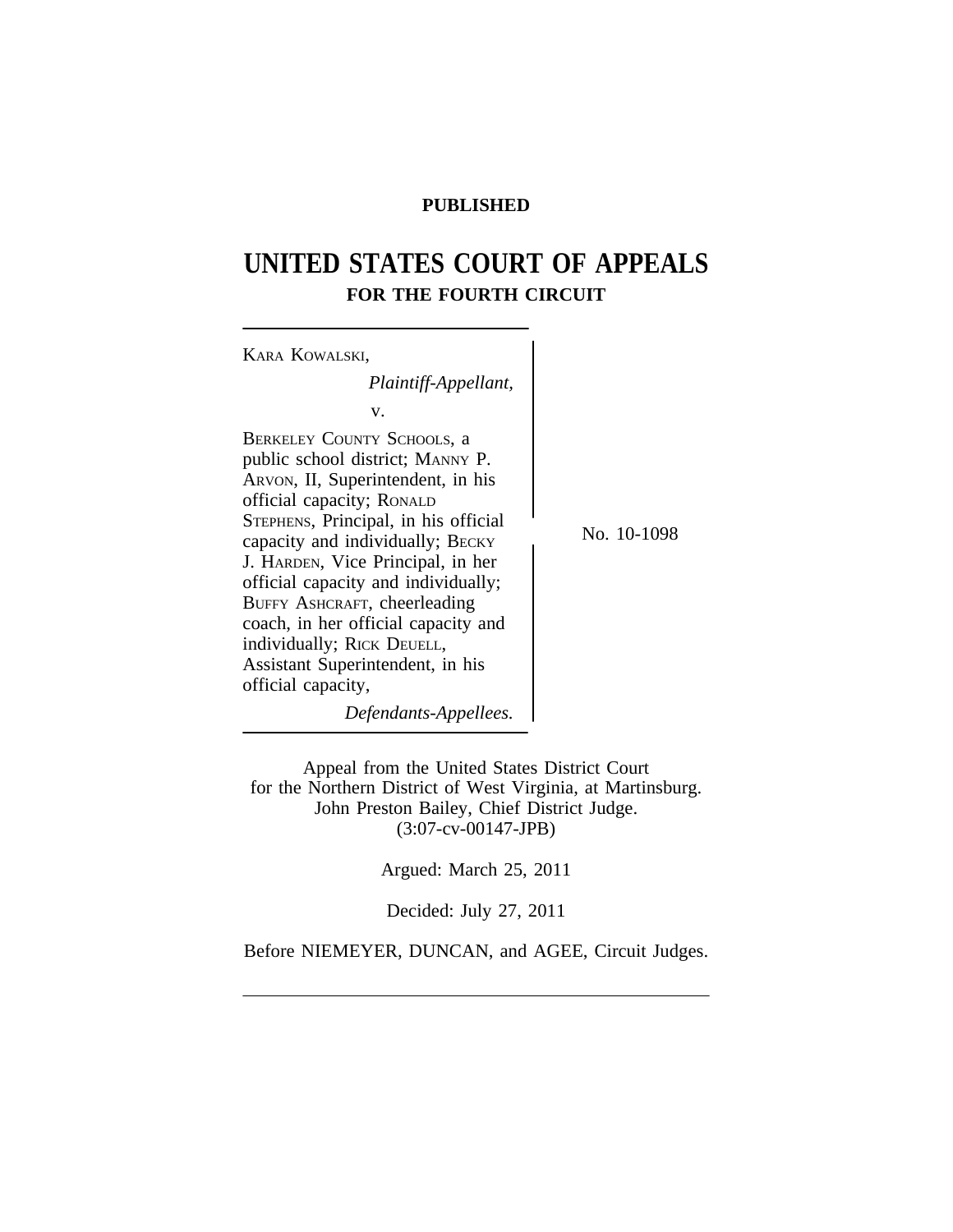**PUBLISHED**

# UNITED STATES COURT OF APPEALS
## FOR THE FOURTH CIRCUIT

KARA KOWALSKI,
*Plaintiff-Appellant,*

v.

BERKELEY COUNTY SCHOOLS, a public school district; MANNY P. ARVON, II, Superintendent, in his official capacity; RONALD STEPHENS, Principal, in his official capacity and individually; BECKY J. HARDEN, Vice Principal, in her official capacity and individually; BUFFY ASHCRAFT, cheerleading coach, in her official capacity and individually; RICK DEUELL, Assistant Superintendent, in his official capacity,
*Defendants-Appellees.*

No. 10-1098

Appeal from the United States District Court
for the Northern District of West Virginia, at Martinsburg.
John Preston Bailey, Chief District Judge.
(3:07-cv-00147-JPB)

Argued: March 25, 2011

Decided: July 27, 2011

Before NIEMEYER, DUNCAN, and AGEE, Circuit Judges.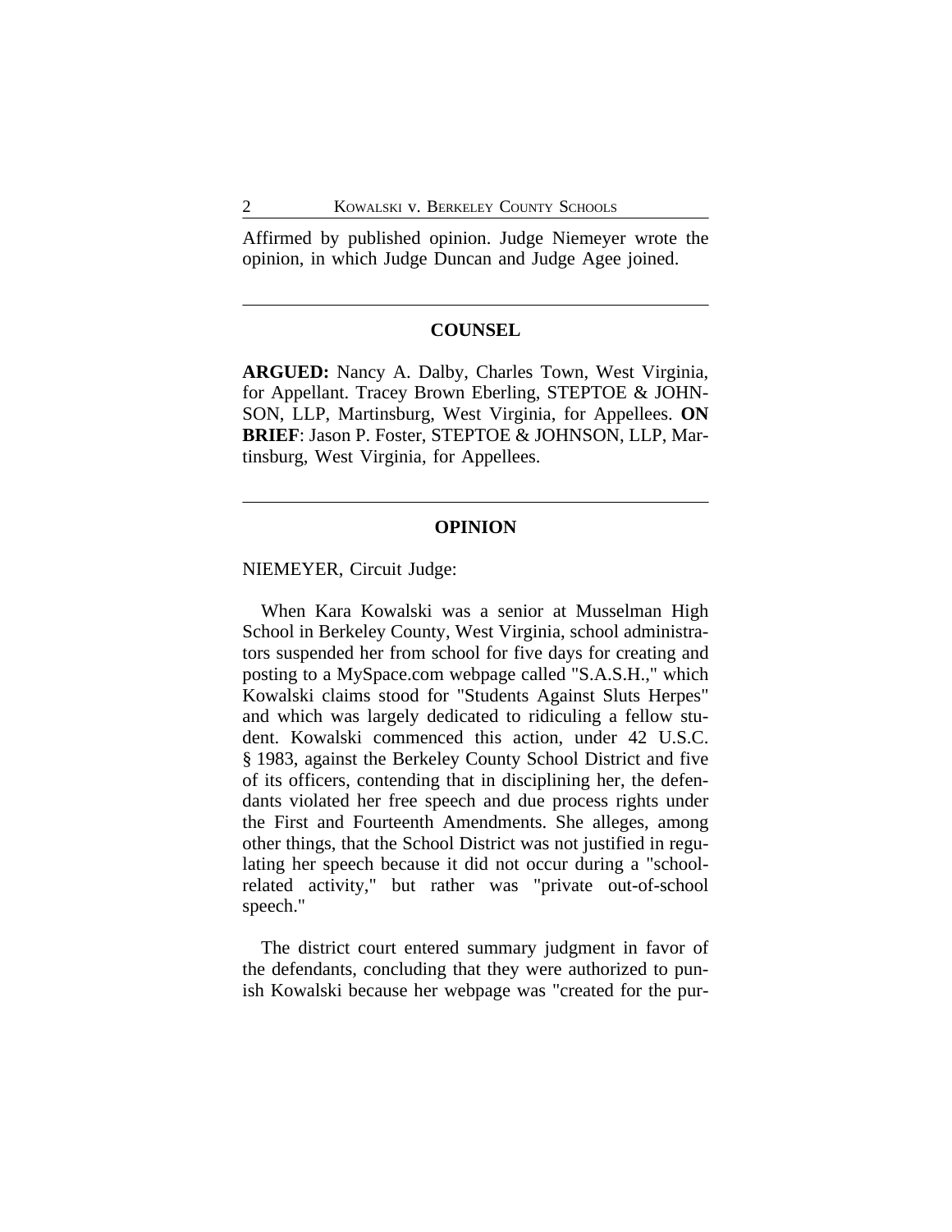Affirmed by published opinion. Judge Niemeyer wrote the opinion, in which Judge Duncan and Judge Agee joined.

## COUNSEL

**ARGUED:** Nancy A. Dalby, Charles Town, West Virginia, for Appellant. Tracey Brown Eberling, STEPTOE & JOHNSON, LLP, Martinsburg, West Virginia, for Appellees. **ON BRIEF**: Jason P. Foster, STEPTOE & JOHNSON, LLP, Martinsburg, West Virginia, for Appellees.

## OPINION

NIEMEYER, Circuit Judge:

When Kara Kowalski was a senior at Musselman High School in Berkeley County, West Virginia, school administrators suspended her from school for five days for creating and posting to a MySpace.com webpage called "S.A.S.H.," which Kowalski claims stood for "Students Against Sluts Herpes" and which was largely dedicated to ridiculing a fellow student. Kowalski commenced this action, under 42 U.S.C. § 1983, against the Berkeley County School District and five of its officers, contending that in disciplining her, the defendants violated her free speech and due process rights under the First and Fourteenth Amendments. She alleges, among other things, that the School District was not justified in regulating her speech because it did not occur during a "school-related activity," but rather was "private out-of-school speech."

The district court entered summary judgment in favor of the defendants, concluding that they were authorized to punish Kowalski because her webpage was "created for the pur-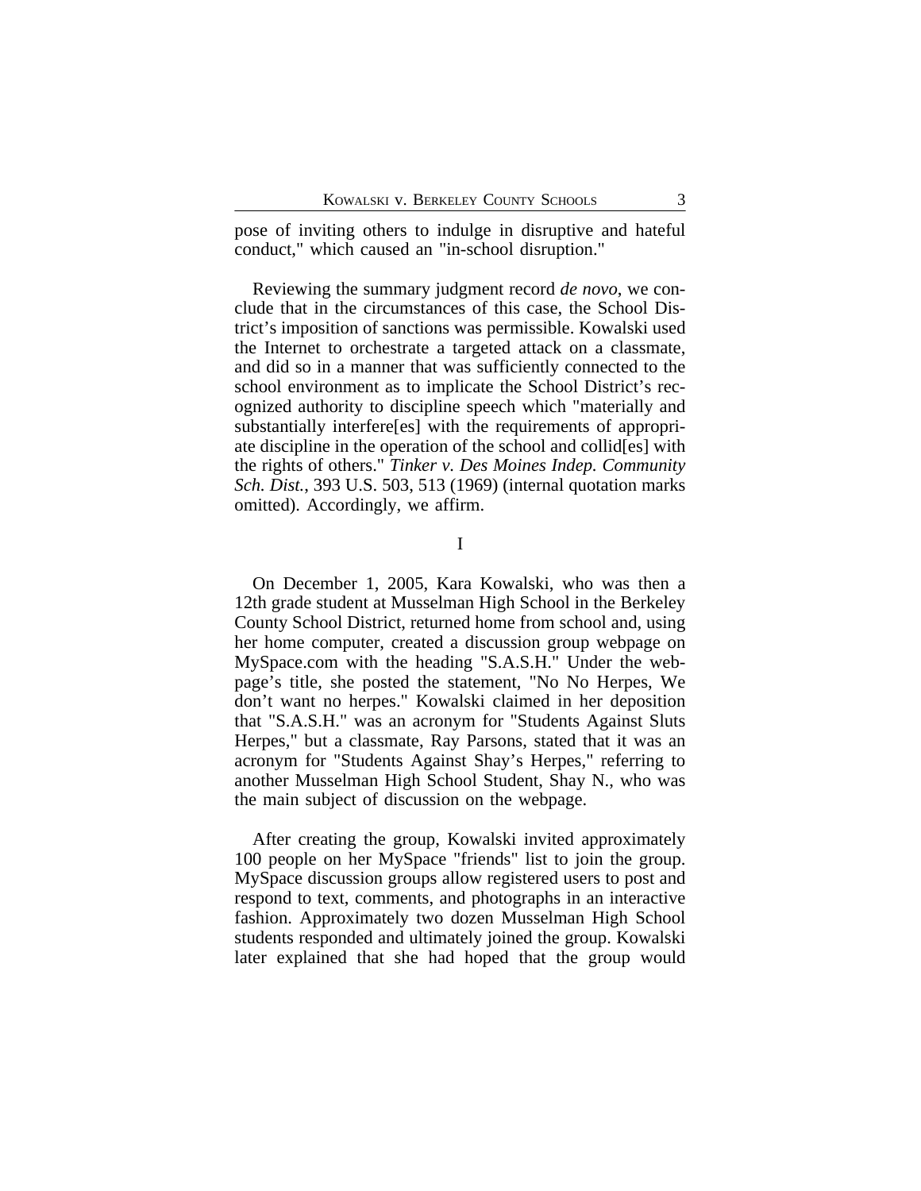pose of inviting others to indulge in disruptive and hateful conduct," which caused an "in-school disruption."

Reviewing the summary judgment record *de novo*, we conclude that in the circumstances of this case, the School District's imposition of sanctions was permissible. Kowalski used the Internet to orchestrate a targeted attack on a classmate, and did so in a manner that was sufficiently connected to the school environment as to implicate the School District's recognized authority to discipline speech which "materially and substantially interfere[es] with the requirements of appropriate discipline in the operation of the school and collid[es] with the rights of others." *Tinker v. Des Moines Indep. Community Sch. Dist.*, 393 U.S. 503, 513 (1969) (internal quotation marks omitted). Accordingly, we affirm.

## I

On December 1, 2005, Kara Kowalski, who was then a 12th grade student at Musselman High School in the Berkeley County School District, returned home from school and, using her home computer, created a discussion group webpage on MySpace.com with the heading "S.A.S.H." Under the webpage's title, she posted the statement, "No No Herpes, We don't want no herpes." Kowalski claimed in her deposition that "S.A.S.H." was an acronym for "Students Against Sluts Herpes," but a classmate, Ray Parsons, stated that it was an acronym for "Students Against Shay's Herpes," referring to another Musselman High School Student, Shay N., who was the main subject of discussion on the webpage.

After creating the group, Kowalski invited approximately 100 people on her MySpace "friends" list to join the group. MySpace discussion groups allow registered users to post and respond to text, comments, and photographs in an interactive fashion. Approximately two dozen Musselman High School students responded and ultimately joined the group. Kowalski later explained that she had hoped that the group would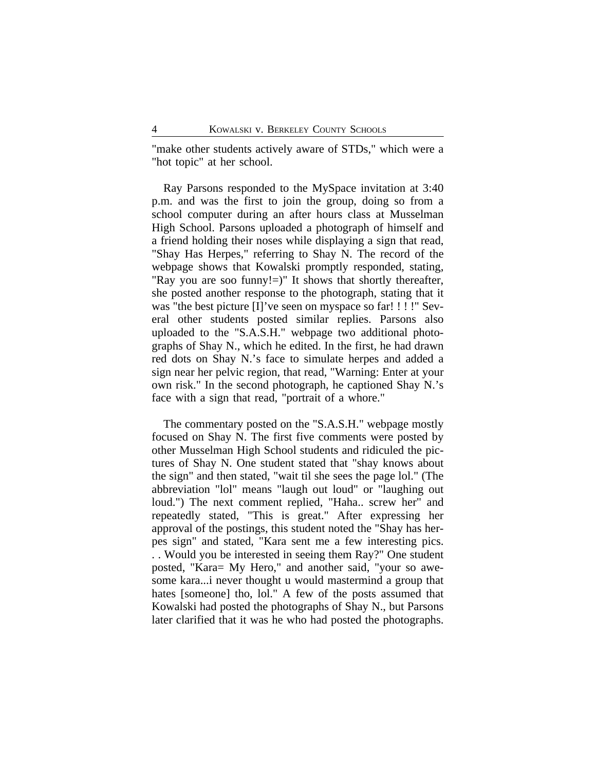"make other students actively aware of STDs," which were a "hot topic" at her school.

Ray Parsons responded to the MySpace invitation at 3:40 p.m. and was the first to join the group, doing so from a school computer during an after hours class at Musselman High School. Parsons uploaded a photograph of himself and a friend holding their noses while displaying a sign that read, "Shay Has Herpes," referring to Shay N. The record of the webpage shows that Kowalski promptly responded, stating, "Ray you are soo funny!=)" It shows that shortly thereafter, she posted another response to the photograph, stating that it was "the best picture [I]'ve seen on myspace so far! ! ! !" Several other students posted similar replies. Parsons also uploaded to the "S.A.S.H." webpage two additional photographs of Shay N., which he edited. In the first, he had drawn red dots on Shay N.'s face to simulate herpes and added a sign near her pelvic region, that read, "Warning: Enter at your own risk." In the second photograph, he captioned Shay N.'s face with a sign that read, "portrait of a whore."

The commentary posted on the "S.A.S.H." webpage mostly focused on Shay N. The first five comments were posted by other Musselman High School students and ridiculed the pictures of Shay N. One student stated that "shay knows about the sign" and then stated, "wait til she sees the page lol." (The abbreviation "lol" means "laugh out loud" or "laughing out loud.") The next comment replied, "Haha.. screw her" and repeatedly stated, "This is great." After expressing her approval of the postings, this student noted the "Shay has herpes sign" and stated, "Kara sent me a few interesting pics. . . Would you be interested in seeing them Ray?" One student posted, "Kara= My Hero," and another said, "your so awesome kara...i never thought u would mastermind a group that hates [someone] tho, lol." A few of the posts assumed that Kowalski had posted the photographs of Shay N., but Parsons later clarified that it was he who had posted the photographs.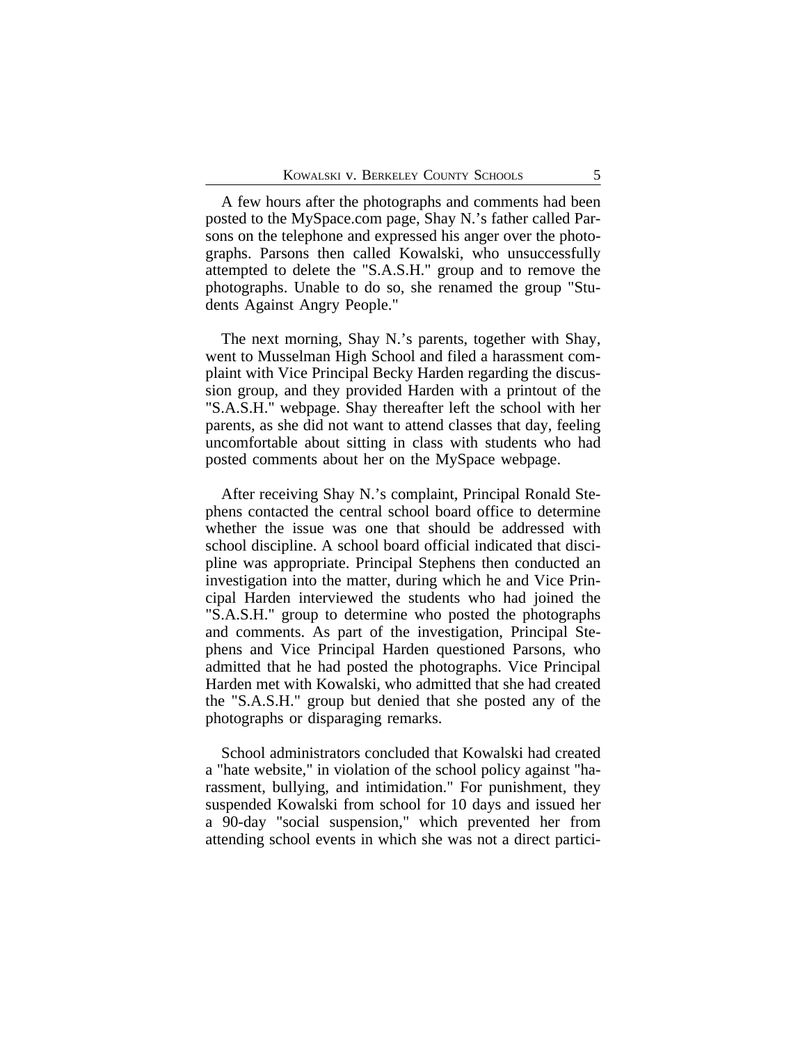A few hours after the photographs and comments had been posted to the MySpace.com page, Shay N.'s father called Parsons on the telephone and expressed his anger over the photographs. Parsons then called Kowalski, who unsuccessfully attempted to delete the "S.A.S.H." group and to remove the photographs. Unable to do so, she renamed the group "Students Against Angry People."

The next morning, Shay N.'s parents, together with Shay, went to Musselman High School and filed a harassment complaint with Vice Principal Becky Harden regarding the discussion group, and they provided Harden with a printout of the "S.A.S.H." webpage. Shay thereafter left the school with her parents, as she did not want to attend classes that day, feeling uncomfortable about sitting in class with students who had posted comments about her on the MySpace webpage.

After receiving Shay N.'s complaint, Principal Ronald Stephens contacted the central school board office to determine whether the issue was one that should be addressed with school discipline. A school board official indicated that discipline was appropriate. Principal Stephens then conducted an investigation into the matter, during which he and Vice Principal Harden interviewed the students who had joined the "S.A.S.H." group to determine who posted the photographs and comments. As part of the investigation, Principal Stephens and Vice Principal Harden questioned Parsons, who admitted that he had posted the photographs. Vice Principal Harden met with Kowalski, who admitted that she had created the "S.A.S.H." group but denied that she posted any of the photographs or disparaging remarks.

School administrators concluded that Kowalski had created a "hate website," in violation of the school policy against "harassment, bullying, and intimidation." For punishment, they suspended Kowalski from school for 10 days and issued her a 90-day "social suspension," which prevented her from attending school events in which she was not a direct partici-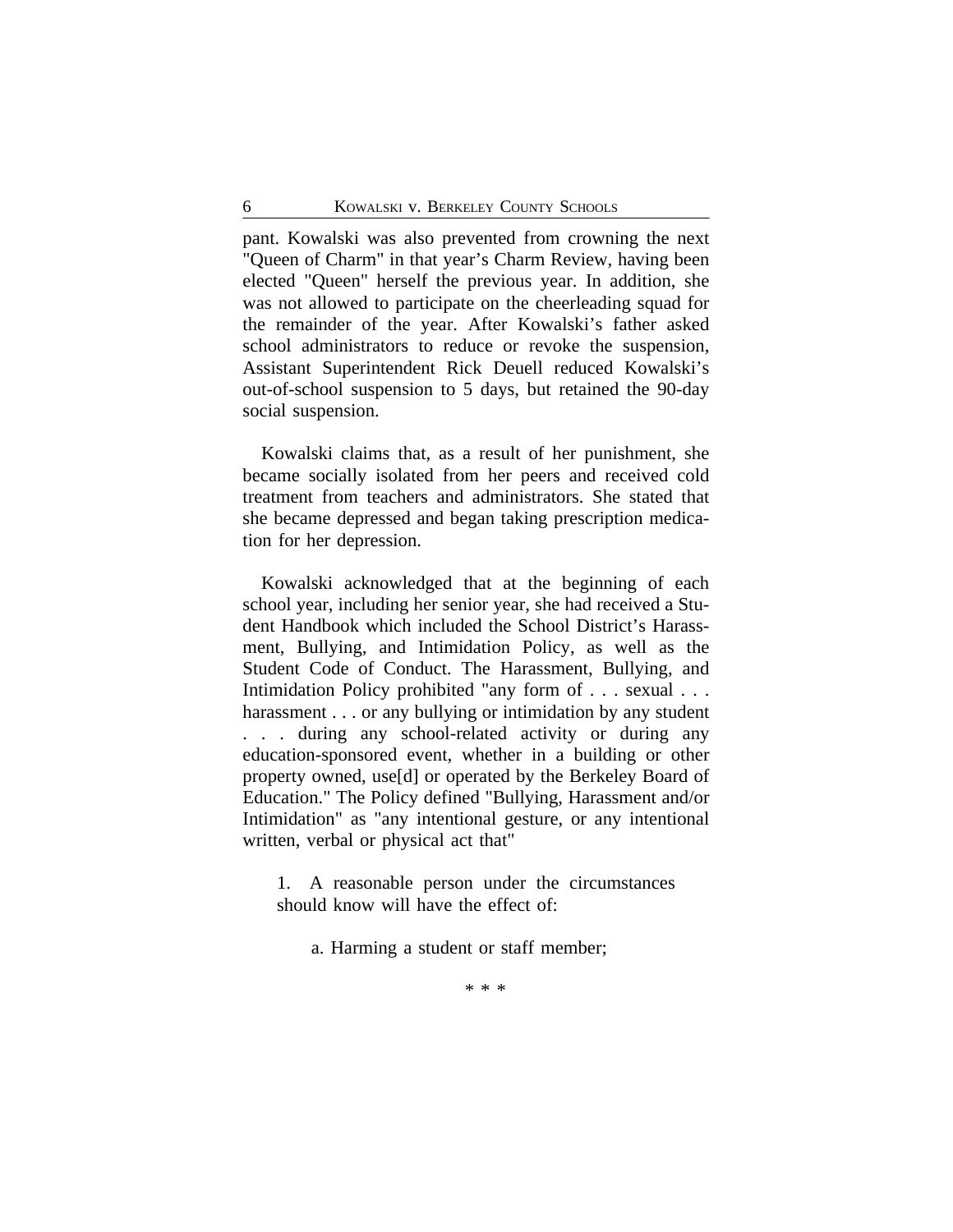pant. Kowalski was also prevented from crowning the next "Queen of Charm" in that year's Charm Review, having been elected "Queen" herself the previous year. In addition, she was not allowed to participate on the cheerleading squad for the remainder of the year. After Kowalski's father asked school administrators to reduce or revoke the suspension, Assistant Superintendent Rick Deuell reduced Kowalski's out-of-school suspension to 5 days, but retained the 90-day social suspension.

Kowalski claims that, as a result of her punishment, she became socially isolated from her peers and received cold treatment from teachers and administrators. She stated that she became depressed and began taking prescription medication for her depression.

Kowalski acknowledged that at the beginning of each school year, including her senior year, she had received a Student Handbook which included the School District's Harassment, Bullying, and Intimidation Policy, as well as the Student Code of Conduct. The Harassment, Bullying, and Intimidation Policy prohibited "any form of . . . sexual . . . harassment . . . or any bullying or intimidation by any student . . . during any school-related activity or during any education-sponsored event, whether in a building or other property owned, use[d] or operated by the Berkeley Board of Education." The Policy defined "Bullying, Harassment and/or Intimidation" as "any intentional gesture, or any intentional written, verbal or physical act that"

> 1. A reasonable person under the circumstances should know will have the effect of:
>
> > a. Harming a student or staff member;
>
> \* \* \*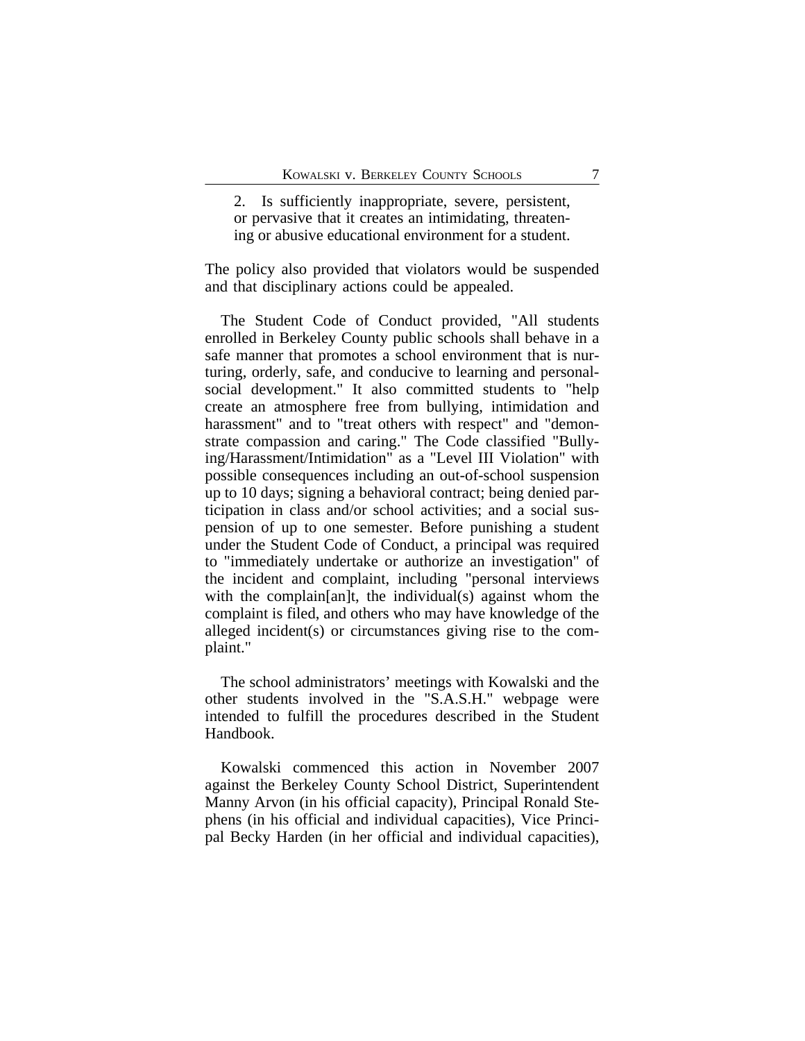> 2. Is sufficiently inappropriate, severe, persistent, or pervasive that it creates an intimidating, threatening or abusive educational environment for a student.

The policy also provided that violators would be suspended and that disciplinary actions could be appealed.

The Student Code of Conduct provided, "All students enrolled in Berkeley County public schools shall behave in a safe manner that promotes a school environment that is nurturing, orderly, safe, and conducive to learning and personal-social development." It also committed students to "help create an atmosphere free from bullying, intimidation and harassment" and to "treat others with respect" and "demonstrate compassion and caring." The Code classified "Bullying/Harassment/Intimidation" as a "Level III Violation" with possible consequences including an out-of-school suspension up to 10 days; signing a behavioral contract; being denied participation in class and/or school activities; and a social suspension of up to one semester. Before punishing a student under the Student Code of Conduct, a principal was required to "immediately undertake or authorize an investigation" of the incident and complaint, including "personal interviews with the complain[an]t, the individual(s) against whom the complaint is filed, and others who may have knowledge of the alleged incident(s) or circumstances giving rise to the complaint."

The school administrators' meetings with Kowalski and the other students involved in the "S.A.S.H." webpage were intended to fulfill the procedures described in the Student Handbook.

Kowalski commenced this action in November 2007 against the Berkeley County School District, Superintendent Manny Arvon (in his official capacity), Principal Ronald Stephens (in his official and individual capacities), Vice Principal Becky Harden (in her official and individual capacities),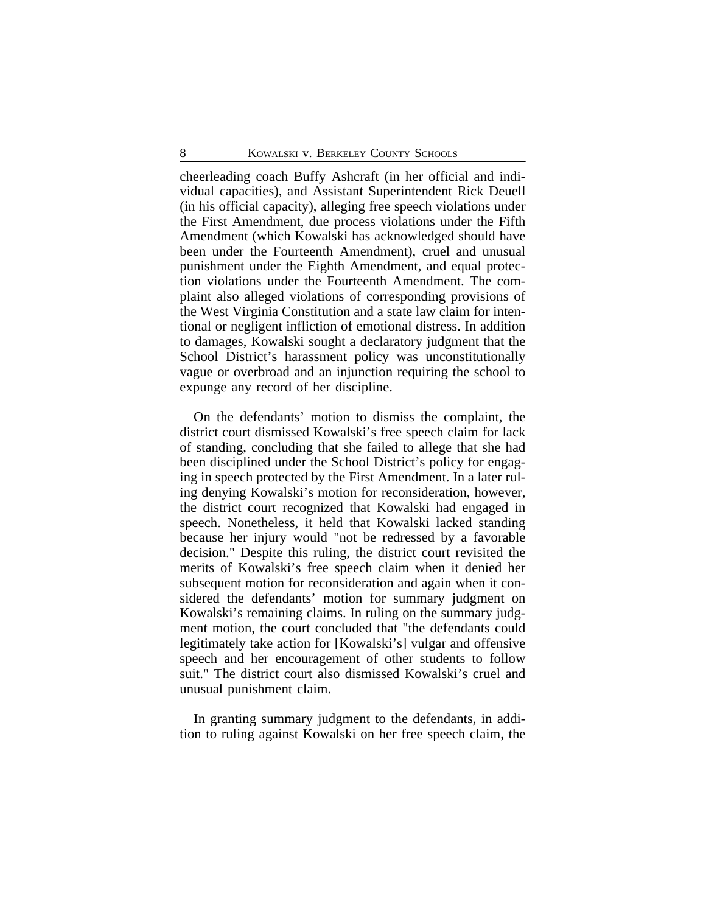cheerleading coach Buffy Ashcraft (in her official and individual capacities), and Assistant Superintendent Rick Deuell (in his official capacity), alleging free speech violations under the First Amendment, due process violations under the Fifth Amendment (which Kowalski has acknowledged should have been under the Fourteenth Amendment), cruel and unusual punishment under the Eighth Amendment, and equal protection violations under the Fourteenth Amendment. The complaint also alleged violations of corresponding provisions of the West Virginia Constitution and a state law claim for intentional or negligent infliction of emotional distress. In addition to damages, Kowalski sought a declaratory judgment that the School District's harassment policy was unconstitutionally vague or overbroad and an injunction requiring the school to expunge any record of her discipline.

On the defendants' motion to dismiss the complaint, the district court dismissed Kowalski's free speech claim for lack of standing, concluding that she failed to allege that she had been disciplined under the School District's policy for engaging in speech protected by the First Amendment. In a later ruling denying Kowalski's motion for reconsideration, however, the district court recognized that Kowalski had engaged in speech. Nonetheless, it held that Kowalski lacked standing because her injury would "not be redressed by a favorable decision." Despite this ruling, the district court revisited the merits of Kowalski's free speech claim when it denied her subsequent motion for reconsideration and again when it considered the defendants' motion for summary judgment on Kowalski's remaining claims. In ruling on the summary judgment motion, the court concluded that "the defendants could legitimately take action for [Kowalski's] vulgar and offensive speech and her encouragement of other students to follow suit." The district court also dismissed Kowalski's cruel and unusual punishment claim.

In granting summary judgment to the defendants, in addition to ruling against Kowalski on her free speech claim, the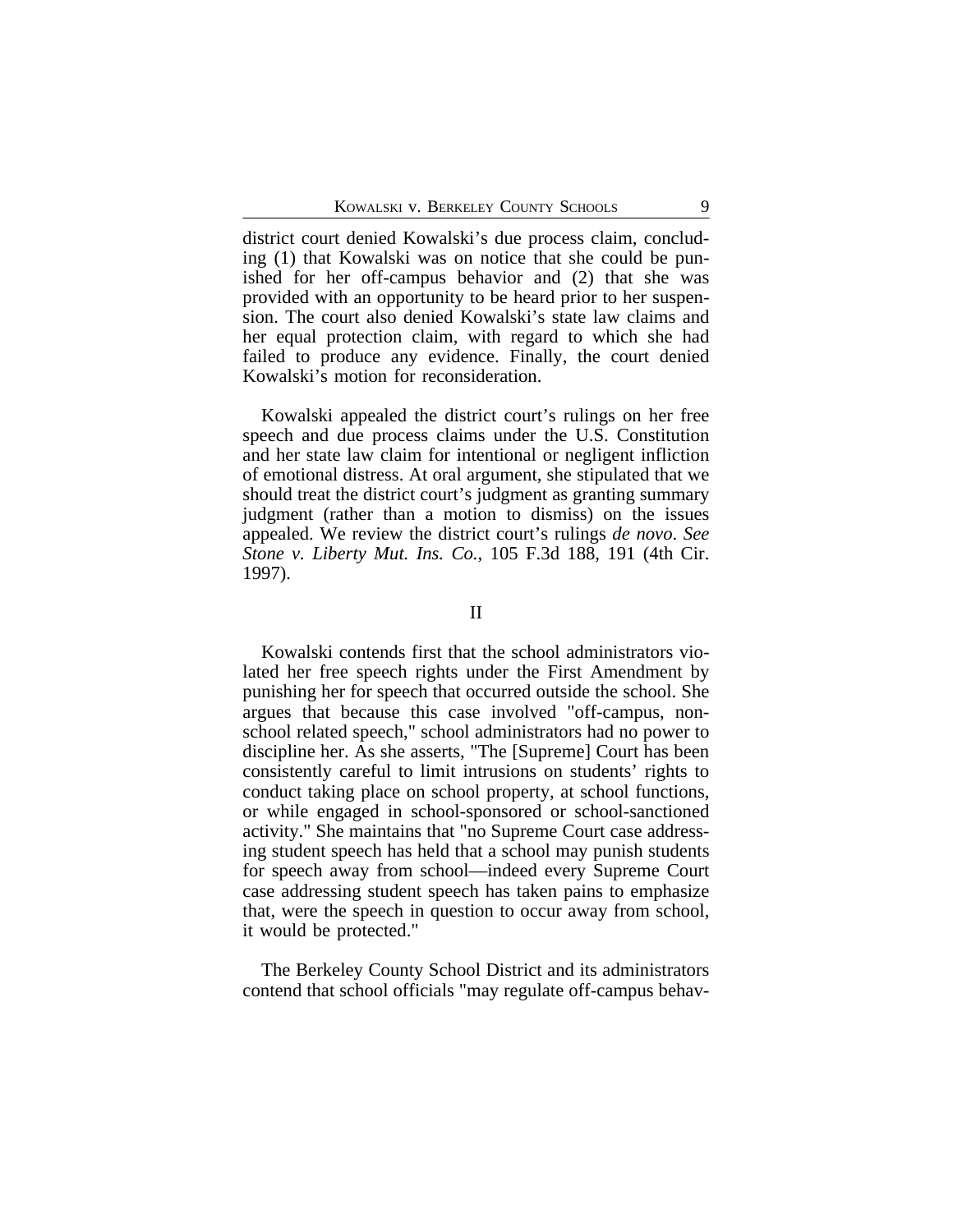district court denied Kowalski's due process claim, concluding (1) that Kowalski was on notice that she could be punished for her off-campus behavior and (2) that she was provided with an opportunity to be heard prior to her suspension. The court also denied Kowalski's state law claims and her equal protection claim, with regard to which she had failed to produce any evidence. Finally, the court denied Kowalski's motion for reconsideration.

Kowalski appealed the district court's rulings on her free speech and due process claims under the U.S. Constitution and her state law claim for intentional or negligent infliction of emotional distress. At oral argument, she stipulated that we should treat the district court's judgment as granting summary judgment (rather than a motion to dismiss) on the issues appealed. We review the district court's rulings *de novo*. *See Stone v. Liberty Mut. Ins. Co.*, 105 F.3d 188, 191 (4th Cir. 1997).

## II

Kowalski contends first that the school administrators violated her free speech rights under the First Amendment by punishing her for speech that occurred outside the school. She argues that because this case involved "off-campus, non-school related speech," school administrators had no power to discipline her. As she asserts, "The [Supreme] Court has been consistently careful to limit intrusions on students' rights to conduct taking place on school property, at school functions, or while engaged in school-sponsored or school-sanctioned activity." She maintains that "no Supreme Court case addressing student speech has held that a school may punish students for speech away from school—indeed every Supreme Court case addressing student speech has taken pains to emphasize that, were the speech in question to occur away from school, it would be protected."

The Berkeley County School District and its administrators contend that school officials "may regulate off-campus behav-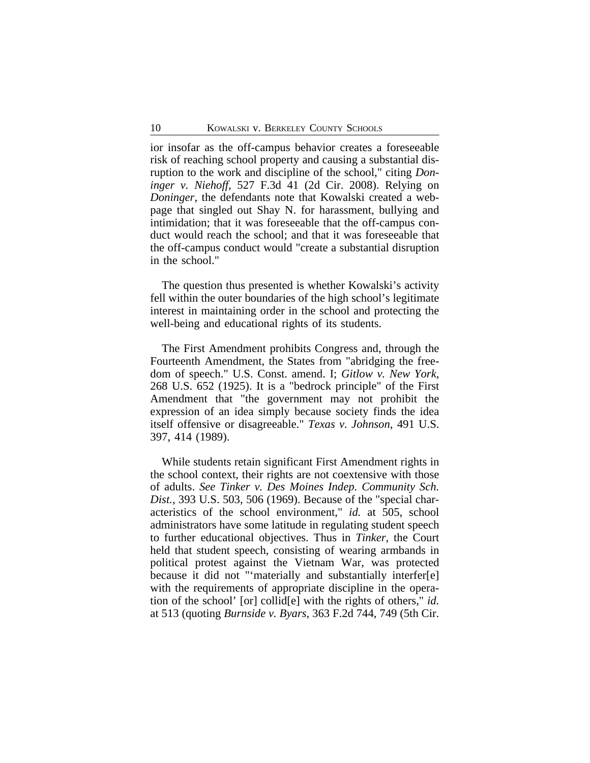ior insofar as the off-campus behavior creates a foreseeable risk of reaching school property and causing a substantial disruption to the work and discipline of the school," citing *Doninger v. Niehoff*, 527 F.3d 41 (2d Cir. 2008). Relying on *Doninger*, the defendants note that Kowalski created a webpage that singled out Shay N. for harassment, bullying and intimidation; that it was foreseeable that the off-campus conduct would reach the school; and that it was foreseeable that the off-campus conduct would "create a substantial disruption in the school."

The question thus presented is whether Kowalski's activity fell within the outer boundaries of the high school's legitimate interest in maintaining order in the school and protecting the well-being and educational rights of its students.

The First Amendment prohibits Congress and, through the Fourteenth Amendment, the States from "abridging the freedom of speech." U.S. Const. amend. I; *Gitlow v. New York*, 268 U.S. 652 (1925). It is a "bedrock principle" of the First Amendment that "the government may not prohibit the expression of an idea simply because society finds the idea itself offensive or disagreeable." *Texas v. Johnson*, 491 U.S. 397, 414 (1989).

While students retain significant First Amendment rights in the school context, their rights are not coextensive with those of adults. *See Tinker v. Des Moines Indep. Community Sch. Dist.*, 393 U.S. 503, 506 (1969). Because of the "special characteristics of the school environment," *id.* at 505, school administrators have some latitude in regulating student speech to further educational objectives. Thus in *Tinker*, the Court held that student speech, consisting of wearing armbands in political protest against the Vietnam War, was protected because it did not "'materially and substantially interfer[e] with the requirements of appropriate discipline in the operation of the school' [or] collid[e] with the rights of others," *id.* at 513 (quoting *Burnside v. Byars*, 363 F.2d 744, 749 (5th Cir.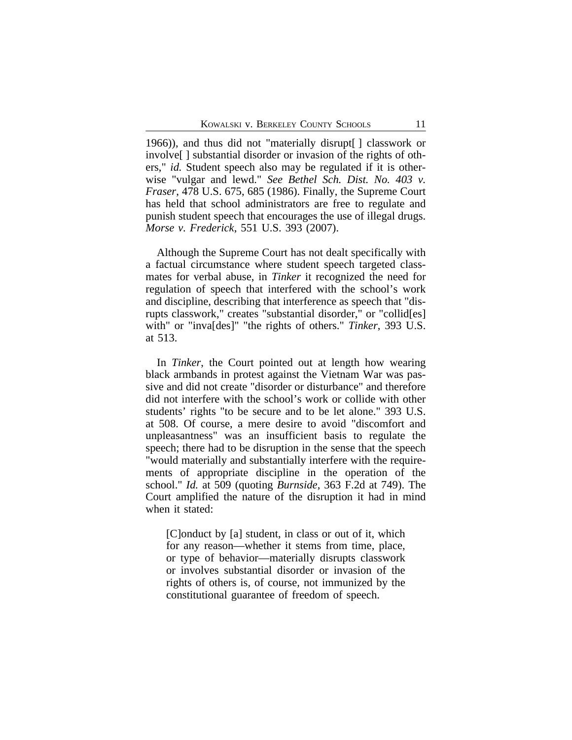1966)), and thus did not "materially disrupt[ ] classwork or involve[ ] substantial disorder or invasion of the rights of others," *id.* Student speech also may be regulated if it is otherwise "vulgar and lewd." *See Bethel Sch. Dist. No. 403 v. Fraser*, 478 U.S. 675, 685 (1986). Finally, the Supreme Court has held that school administrators are free to regulate and punish student speech that encourages the use of illegal drugs. *Morse v. Frederick*, 551 U.S. 393 (2007).

Although the Supreme Court has not dealt specifically with a factual circumstance where student speech targeted classmates for verbal abuse, in *Tinker* it recognized the need for regulation of speech that interfered with the school's work and discipline, describing that interference as speech that "disrupts classwork," creates "substantial disorder," or "collid[es] with" or "inva[des]" "the rights of others." *Tinker*, 393 U.S. at 513.

In *Tinker*, the Court pointed out at length how wearing black armbands in protest against the Vietnam War was passive and did not create "disorder or disturbance" and therefore did not interfere with the school's work or collide with other students' rights "to be secure and to be let alone." 393 U.S. at 508. Of course, a mere desire to avoid "discomfort and unpleasantness" was an insufficient basis to regulate the speech; there had to be disruption in the sense that the speech "would materially and substantially interfere with the requirements of appropriate discipline in the operation of the school." *Id.* at 509 (quoting *Burnside*, 363 F.2d at 749). The Court amplified the nature of the disruption it had in mind when it stated:

> [C]onduct by [a] student, in class or out of it, which for any reason—whether it stems from time, place, or type of behavior—materially disrupts classwork or involves substantial disorder or invasion of the rights of others is, of course, not immunized by the constitutional guarantee of freedom of speech.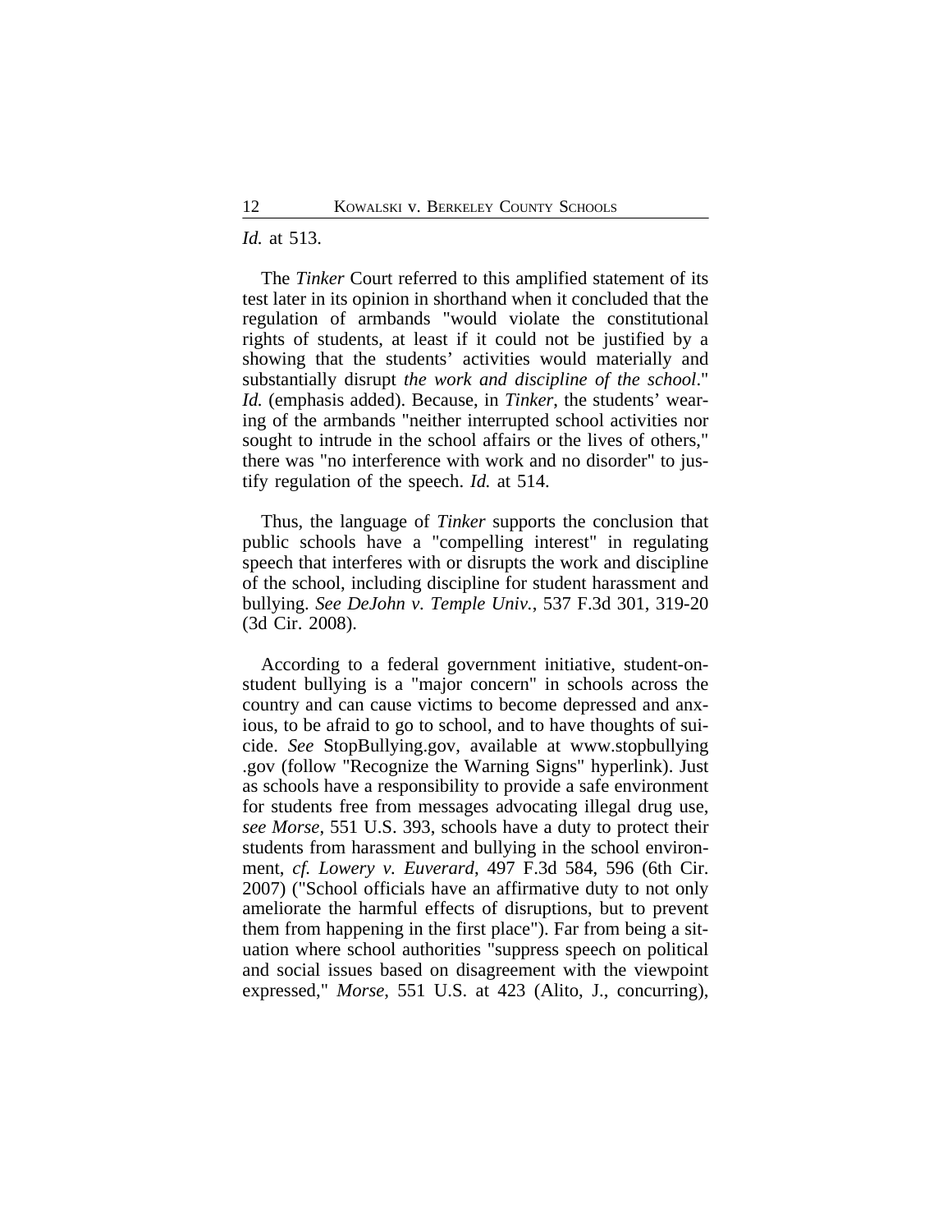*Id.* at 513.

The *Tinker* Court referred to this amplified statement of its test later in its opinion in shorthand when it concluded that the regulation of armbands "would violate the constitutional rights of students, at least if it could not be justified by a showing that the students' activities would materially and substantially disrupt *the work and discipline of the school*." *Id.* (emphasis added). Because, in *Tinker*, the students' wearing of the armbands "neither interrupted school activities nor sought to intrude in the school affairs or the lives of others," there was "no interference with work and no disorder" to justify regulation of the speech. *Id.* at 514.

Thus, the language of *Tinker* supports the conclusion that public schools have a "compelling interest" in regulating speech that interferes with or disrupts the work and discipline of the school, including discipline for student harassment and bullying. *See DeJohn v. Temple Univ.*, 537 F.3d 301, 319-20 (3d Cir. 2008).

According to a federal government initiative, student-on-student bullying is a "major concern" in schools across the country and can cause victims to become depressed and anxious, to be afraid to go to school, and to have thoughts of suicide. *See* StopBullying.gov, available at www.stopbullying.gov (follow "Recognize the Warning Signs" hyperlink). Just as schools have a responsibility to provide a safe environment for students free from messages advocating illegal drug use, *see Morse*, 551 U.S. 393, schools have a duty to protect their students from harassment and bullying in the school environment, *cf. Lowery v. Euverard*, 497 F.3d 584, 596 (6th Cir. 2007) ("School officials have an affirmative duty to not only ameliorate the harmful effects of disruptions, but to prevent them from happening in the first place"). Far from being a situation where school authorities "suppress speech on political and social issues based on disagreement with the viewpoint expressed," *Morse*, 551 U.S. at 423 (Alito, J., concurring),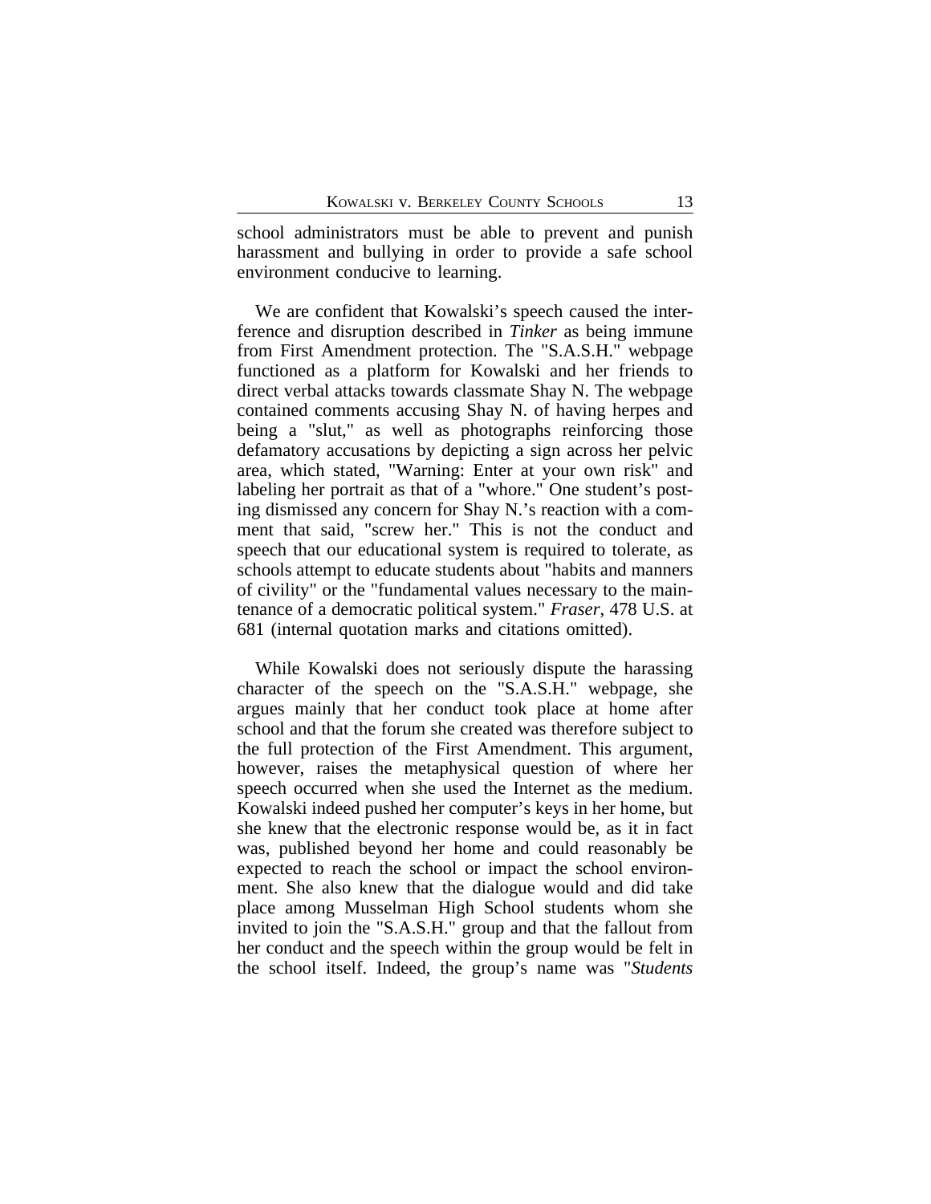school administrators must be able to prevent and punish harassment and bullying in order to provide a safe school environment conducive to learning.

We are confident that Kowalski's speech caused the interference and disruption described in *Tinker* as being immune from First Amendment protection. The "S.A.S.H." webpage functioned as a platform for Kowalski and her friends to direct verbal attacks towards classmate Shay N. The webpage contained comments accusing Shay N. of having herpes and being a "slut," as well as photographs reinforcing those defamatory accusations by depicting a sign across her pelvic area, which stated, "Warning: Enter at your own risk" and labeling her portrait as that of a "whore." One student's posting dismissed any concern for Shay N.'s reaction with a comment that said, "screw her." This is not the conduct and speech that our educational system is required to tolerate, as schools attempt to educate students about "habits and manners of civility" or the "fundamental values necessary to the maintenance of a democratic political system." *Fraser*, 478 U.S. at 681 (internal quotation marks and citations omitted).

While Kowalski does not seriously dispute the harassing character of the speech on the "S.A.S.H." webpage, she argues mainly that her conduct took place at home after school and that the forum she created was therefore subject to the full protection of the First Amendment. This argument, however, raises the metaphysical question of where her speech occurred when she used the Internet as the medium. Kowalski indeed pushed her computer's keys in her home, but she knew that the electronic response would be, as it in fact was, published beyond her home and could reasonably be expected to reach the school or impact the school environment. She also knew that the dialogue would and did take place among Musselman High School students whom she invited to join the "S.A.S.H." group and that the fallout from her conduct and the speech within the group would be felt in the school itself. Indeed, the group's name was "*Students*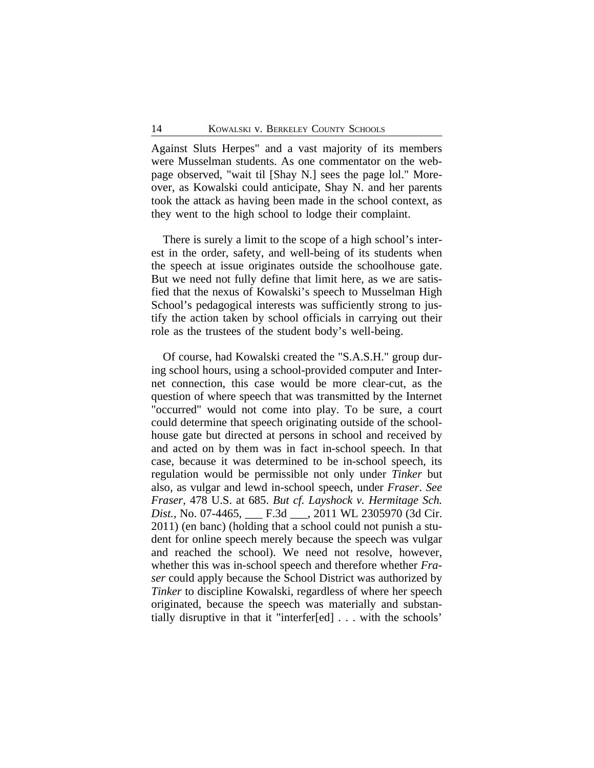Against Sluts Herpes" and a vast majority of its members were Musselman students. As one commentator on the webpage observed, "wait til [Shay N.] sees the page lol." Moreover, as Kowalski could anticipate, Shay N. and her parents took the attack as having been made in the school context, as they went to the high school to lodge their complaint.

There is surely a limit to the scope of a high school's interest in the order, safety, and well-being of its students when the speech at issue originates outside the schoolhouse gate. But we need not fully define that limit here, as we are satisfied that the nexus of Kowalski's speech to Musselman High School's pedagogical interests was sufficiently strong to justify the action taken by school officials in carrying out their role as the trustees of the student body's well-being.

Of course, had Kowalski created the "S.A.S.H." group during school hours, using a school-provided computer and Internet connection, this case would be more clear-cut, as the question of where speech that was transmitted by the Internet "occurred" would not come into play. To be sure, a court could determine that speech originating outside of the schoolhouse gate but directed at persons in school and received by and acted on by them was in fact in-school speech. In that case, because it was determined to be in-school speech, its regulation would be permissible not only under *Tinker* but also, as vulgar and lewd in-school speech, under *Fraser*. *See Fraser*, 478 U.S. at 685. *But cf. Layshock v. Hermitage Sch. Dist.*, No. 07-4465, ___ F.3d ___, 2011 WL 2305970 (3d Cir. 2011) (en banc) (holding that a school could not punish a student for online speech merely because the speech was vulgar and reached the school). We need not resolve, however, whether this was in-school speech and therefore whether *Fraser* could apply because the School District was authorized by *Tinker* to discipline Kowalski, regardless of where her speech originated, because the speech was materially and substantially disruptive in that it "interfer[ed] . . . with the schools'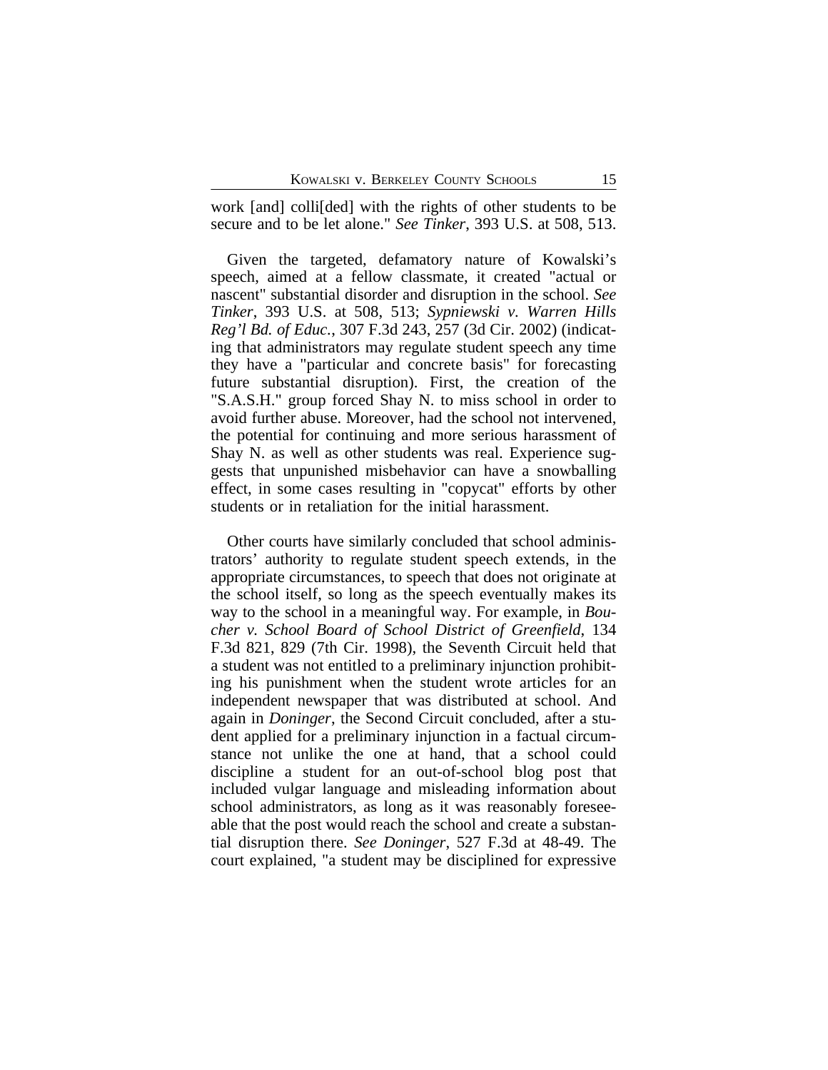work [and] colli[ded] with the rights of other students to be secure and to be let alone." *See Tinker*, 393 U.S. at 508, 513.

Given the targeted, defamatory nature of Kowalski's speech, aimed at a fellow classmate, it created "actual or nascent" substantial disorder and disruption in the school. *See Tinker*, 393 U.S. at 508, 513; *Sypniewski v. Warren Hills Reg'l Bd. of Educ.*, 307 F.3d 243, 257 (3d Cir. 2002) (indicating that administrators may regulate student speech any time they have a "particular and concrete basis" for forecasting future substantial disruption). First, the creation of the "S.A.S.H." group forced Shay N. to miss school in order to avoid further abuse. Moreover, had the school not intervened, the potential for continuing and more serious harassment of Shay N. as well as other students was real. Experience suggests that unpunished misbehavior can have a snowballing effect, in some cases resulting in "copycat" efforts by other students or in retaliation for the initial harassment.

Other courts have similarly concluded that school administrators' authority to regulate student speech extends, in the appropriate circumstances, to speech that does not originate at the school itself, so long as the speech eventually makes its way to the school in a meaningful way. For example, in *Boucher v. School Board of School District of Greenfield*, 134 F.3d 821, 829 (7th Cir. 1998), the Seventh Circuit held that a student was not entitled to a preliminary injunction prohibiting his punishment when the student wrote articles for an independent newspaper that was distributed at school. And again in *Doninger*, the Second Circuit concluded, after a student applied for a preliminary injunction in a factual circumstance not unlike the one at hand, that a school could discipline a student for an out-of-school blog post that included vulgar language and misleading information about school administrators, as long as it was reasonably foreseeable that the post would reach the school and create a substantial disruption there. *See Doninger*, 527 F.3d at 48-49. The court explained, "a student may be disciplined for expressive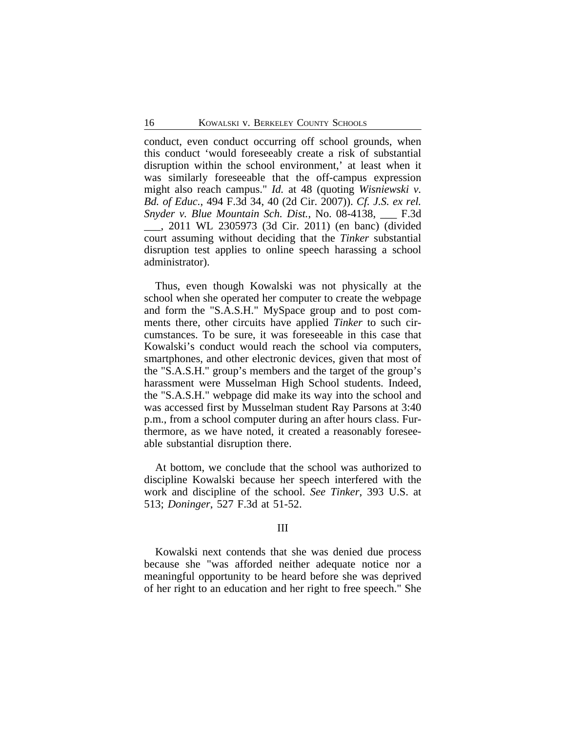conduct, even conduct occurring off school grounds, when this conduct 'would foreseeably create a risk of substantial disruption within the school environment,' at least when it was similarly foreseeable that the off-campus expression might also reach campus." *Id.* at 48 (quoting *Wisniewski v. Bd. of Educ.*, 494 F.3d 34, 40 (2d Cir. 2007)). *Cf. J.S. ex rel. Snyder v. Blue Mountain Sch. Dist.*, No. 08-4138, ___ F.3d ___, 2011 WL 2305973 (3d Cir. 2011) (en banc) (divided court assuming without deciding that the *Tinker* substantial disruption test applies to online speech harassing a school administrator).

Thus, even though Kowalski was not physically at the school when she operated her computer to create the webpage and form the "S.A.S.H." MySpace group and to post comments there, other circuits have applied *Tinker* to such circumstances. To be sure, it was foreseeable in this case that Kowalski's conduct would reach the school via computers, smartphones, and other electronic devices, given that most of the "S.A.S.H." group's members and the target of the group's harassment were Musselman High School students. Indeed, the "S.A.S.H." webpage did make its way into the school and was accessed first by Musselman student Ray Parsons at 3:40 p.m., from a school computer during an after hours class. Furthermore, as we have noted, it created a reasonably foreseeable substantial disruption there.

At bottom, we conclude that the school was authorized to discipline Kowalski because her speech interfered with the work and discipline of the school. *See Tinker*, 393 U.S. at 513; *Doninger*, 527 F.3d at 51-52.

## III

Kowalski next contends that she was denied due process because she "was afforded neither adequate notice nor a meaningful opportunity to be heard before she was deprived of her right to an education and her right to free speech." She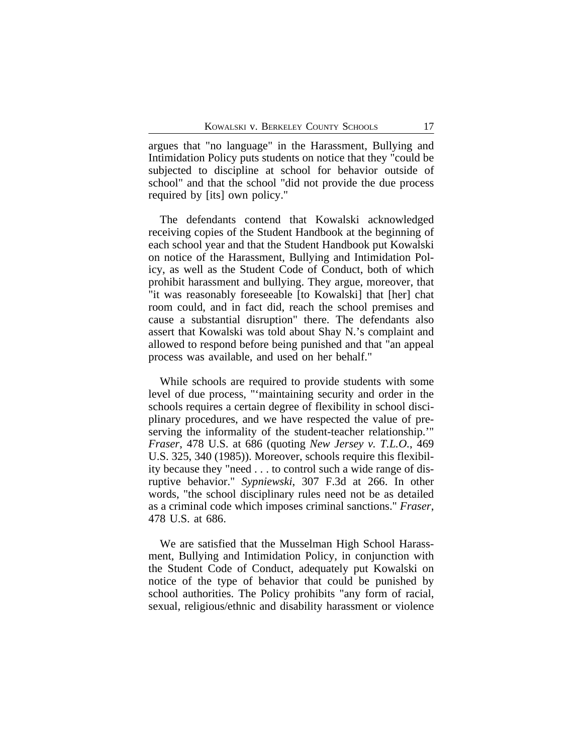argues that "no language" in the Harassment, Bullying and Intimidation Policy puts students on notice that they "could be subjected to discipline at school for behavior outside of school" and that the school "did not provide the due process required by [its] own policy."

The defendants contend that Kowalski acknowledged receiving copies of the Student Handbook at the beginning of each school year and that the Student Handbook put Kowalski on notice of the Harassment, Bullying and Intimidation Policy, as well as the Student Code of Conduct, both of which prohibit harassment and bullying. They argue, moreover, that "it was reasonably foreseeable [to Kowalski] that [her] chat room could, and in fact did, reach the school premises and cause a substantial disruption" there. The defendants also assert that Kowalski was told about Shay N.'s complaint and allowed to respond before being punished and that "an appeal process was available, and used on her behalf."

While schools are required to provide students with some level of due process, "'maintaining security and order in the schools requires a certain degree of flexibility in school disciplinary procedures, and we have respected the value of preserving the informality of the student-teacher relationship.'" *Fraser*, 478 U.S. at 686 (quoting *New Jersey v. T.L.O.*, 469 U.S. 325, 340 (1985)). Moreover, schools require this flexibility because they "need . . . to control such a wide range of disruptive behavior." *Sypniewski*, 307 F.3d at 266. In other words, "the school disciplinary rules need not be as detailed as a criminal code which imposes criminal sanctions." *Fraser*, 478 U.S. at 686.

We are satisfied that the Musselman High School Harassment, Bullying and Intimidation Policy, in conjunction with the Student Code of Conduct, adequately put Kowalski on notice of the type of behavior that could be punished by school authorities. The Policy prohibits "any form of racial, sexual, religious/ethnic and disability harassment or violence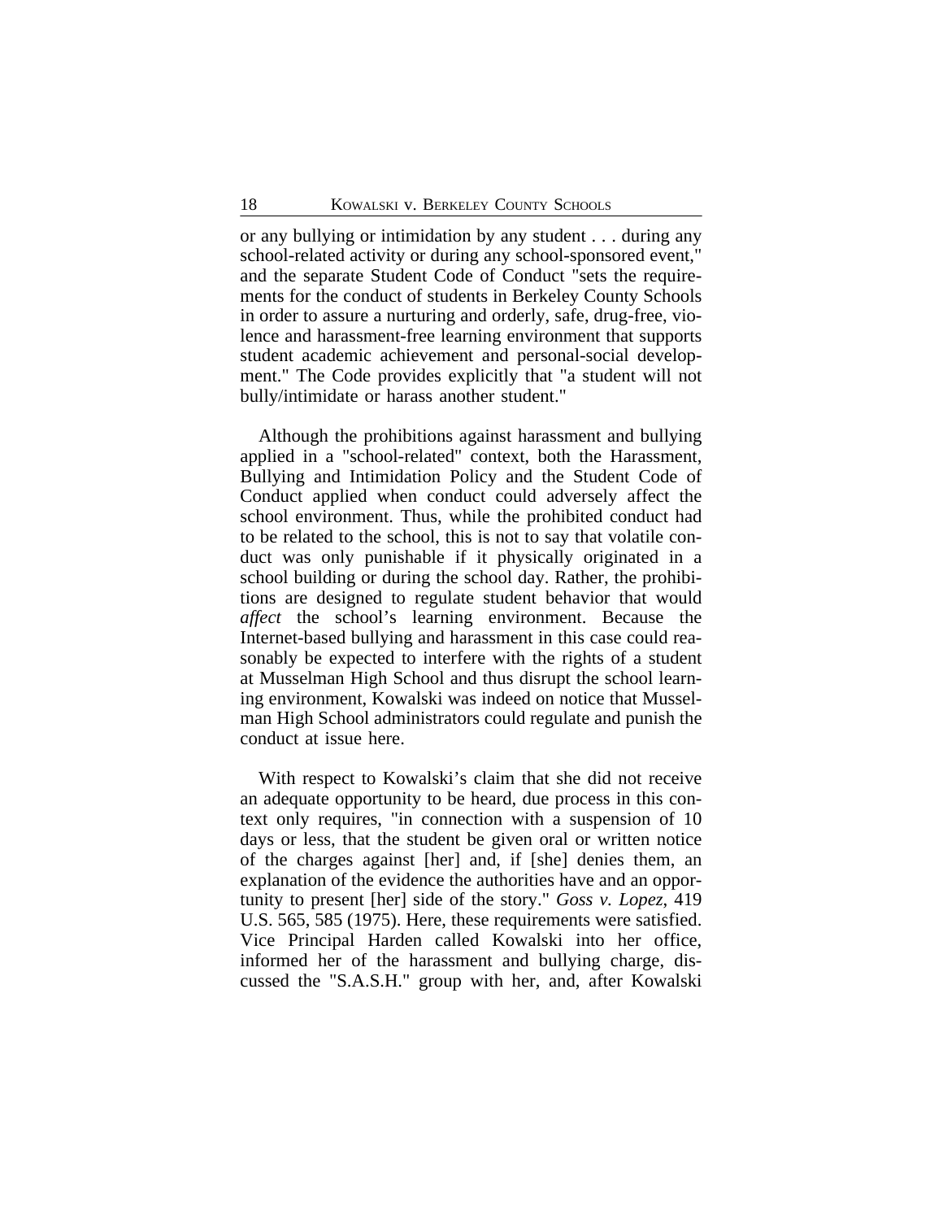or any bullying or intimidation by any student . . . during any school-related activity or during any school-sponsored event," and the separate Student Code of Conduct "sets the requirements for the conduct of students in Berkeley County Schools in order to assure a nurturing and orderly, safe, drug-free, violence and harassment-free learning environment that supports student academic achievement and personal-social development." The Code provides explicitly that "a student will not bully/intimidate or harass another student."

Although the prohibitions against harassment and bullying applied in a "school-related" context, both the Harassment, Bullying and Intimidation Policy and the Student Code of Conduct applied when conduct could adversely affect the school environment. Thus, while the prohibited conduct had to be related to the school, this is not to say that volatile conduct was only punishable if it physically originated in a school building or during the school day. Rather, the prohibitions are designed to regulate student behavior that would *affect* the school's learning environment. Because the Internet-based bullying and harassment in this case could reasonably be expected to interfere with the rights of a student at Musselman High School and thus disrupt the school learning environment, Kowalski was indeed on notice that Musselman High School administrators could regulate and punish the conduct at issue here.

With respect to Kowalski's claim that she did not receive an adequate opportunity to be heard, due process in this context only requires, "in connection with a suspension of 10 days or less, that the student be given oral or written notice of the charges against [her] and, if [she] denies them, an explanation of the evidence the authorities have and an opportunity to present [her] side of the story." *Goss v. Lopez*, 419 U.S. 565, 585 (1975). Here, these requirements were satisfied. Vice Principal Harden called Kowalski into her office, informed her of the harassment and bullying charge, discussed the "S.A.S.H." group with her, and, after Kowalski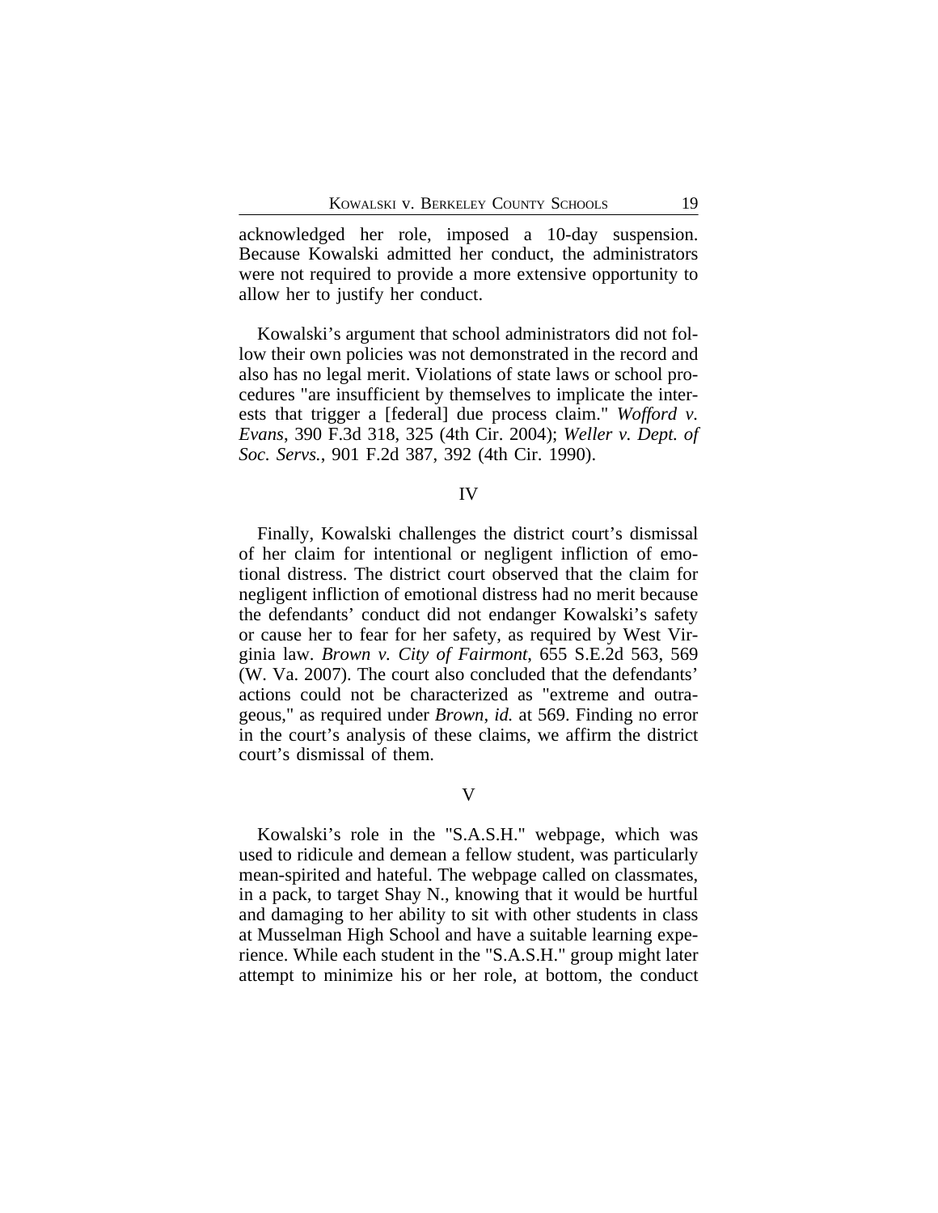acknowledged her role, imposed a 10-day suspension. Because Kowalski admitted her conduct, the administrators were not required to provide a more extensive opportunity to allow her to justify her conduct.

Kowalski's argument that school administrators did not follow their own policies was not demonstrated in the record and also has no legal merit. Violations of state laws or school procedures "are insufficient by themselves to implicate the interests that trigger a [federal] due process claim." *Wofford v. Evans*, 390 F.3d 318, 325 (4th Cir. 2004); *Weller v. Dept. of Soc. Servs.*, 901 F.2d 387, 392 (4th Cir. 1990).

## IV

Finally, Kowalski challenges the district court's dismissal of her claim for intentional or negligent infliction of emotional distress. The district court observed that the claim for negligent infliction of emotional distress had no merit because the defendants' conduct did not endanger Kowalski's safety or cause her to fear for her safety, as required by West Virginia law. *Brown v. City of Fairmont*, 655 S.E.2d 563, 569 (W. Va. 2007). The court also concluded that the defendants' actions could not be characterized as "extreme and outrageous," as required under *Brown*, *id.* at 569. Finding no error in the court's analysis of these claims, we affirm the district court's dismissal of them.

## V

Kowalski's role in the "S.A.S.H." webpage, which was used to ridicule and demean a fellow student, was particularly mean-spirited and hateful. The webpage called on classmates, in a pack, to target Shay N., knowing that it would be hurtful and damaging to her ability to sit with other students in class at Musselman High School and have a suitable learning experience. While each student in the "S.A.S.H." group might later attempt to minimize his or her role, at bottom, the conduct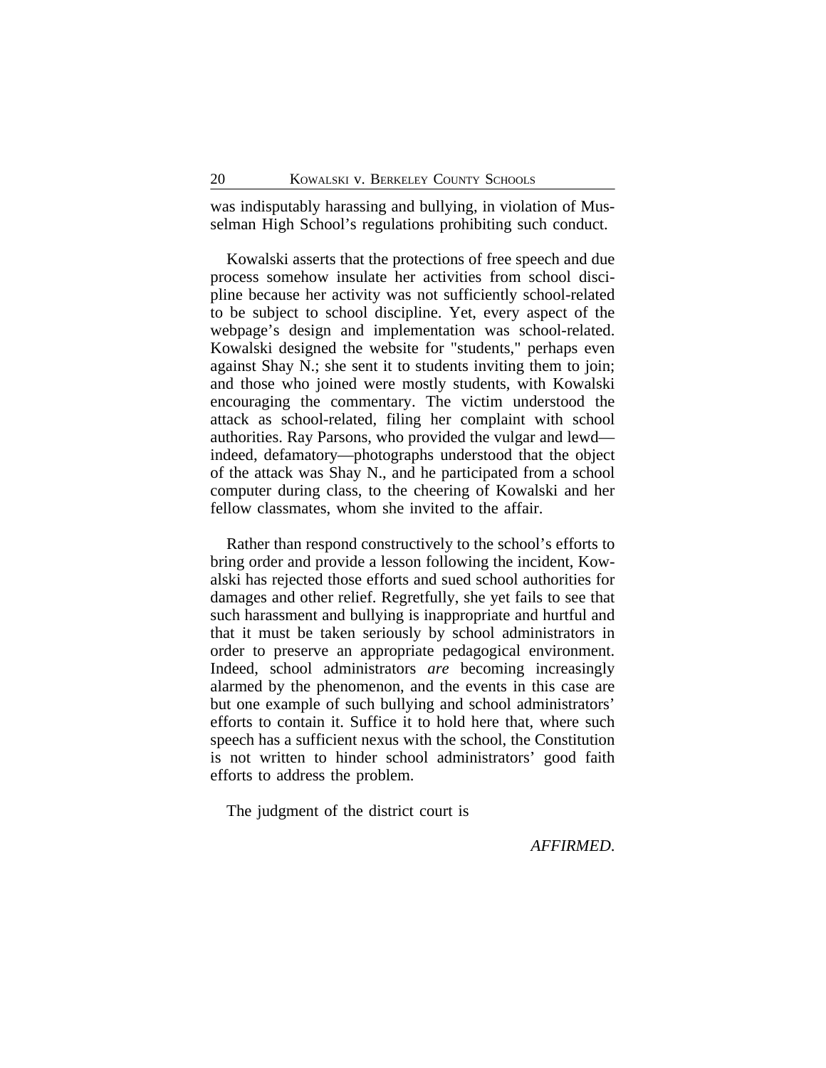was indisputably harassing and bullying, in violation of Musselman High School's regulations prohibiting such conduct.

Kowalski asserts that the protections of free speech and due process somehow insulate her activities from school discipline because her activity was not sufficiently school-related to be subject to school discipline. Yet, every aspect of the webpage's design and implementation was school-related. Kowalski designed the website for "students," perhaps even against Shay N.; she sent it to students inviting them to join; and those who joined were mostly students, with Kowalski encouraging the commentary. The victim understood the attack as school-related, filing her complaint with school authorities. Ray Parsons, who provided the vulgar and lewd—indeed, defamatory—photographs understood that the object of the attack was Shay N., and he participated from a school computer during class, to the cheering of Kowalski and her fellow classmates, whom she invited to the affair.

Rather than respond constructively to the school's efforts to bring order and provide a lesson following the incident, Kowalski has rejected those efforts and sued school authorities for damages and other relief. Regretfully, she yet fails to see that such harassment and bullying is inappropriate and hurtful and that it must be taken seriously by school administrators in order to preserve an appropriate pedagogical environment. Indeed, school administrators *are* becoming increasingly alarmed by the phenomenon, and the events in this case are but one example of such bullying and school administrators' efforts to contain it. Suffice it to hold here that, where such speech has a sufficient nexus with the school, the Constitution is not written to hinder school administrators' good faith efforts to address the problem.

The judgment of the district court is

*AFFIRMED.*